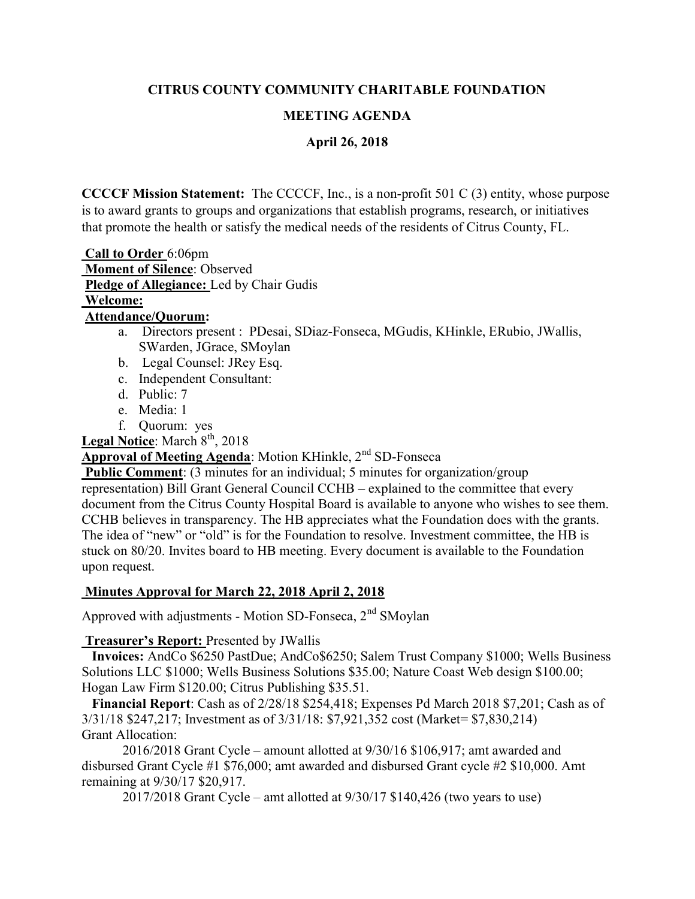**CITRUS COUNTY COMMUNITY CHARITABLE FOUNDATION**

**MEETING AGENDA**

**April 26, 2018**

**CCCCF Mission Statement:** The CCCCF, Inc., is a non-profit 501 C (3) entity, whose purpose is to award grants to groups and organizations that establish programs, research, or initiatives that promote the health or satisfy the medical needs of the residents of Citrus County, FL.

**Call to Order** 6:06pm
**Moment of Silence**: Observed
**Pledge of Allegiance:** Led by Chair Gudis
**Welcome:**
**Attendance/Quorum:**

a. Directors present : PDesai, SDiaz-Fonseca, MGudis, KHinkle, ERubio, JWallis, SWarden, JGrace, SMoylan
b. Legal Counsel: JRey Esq.
c. Independent Consultant:
d. Public: 7
e. Media: 1
f. Quorum: yes

**Legal Notice**: March 8th, 2018

**Approval of Meeting Agenda**: Motion KHinkle, 2nd SD-Fonseca

**Public Comment**: (3 minutes for an individual; 5 minutes for organization/group representation) Bill Grant General Council CCHB – explained to the committee that every document from the Citrus County Hospital Board is available to anyone who wishes to see them. CCHB believes in transparency. The HB appreciates what the Foundation does with the grants. The idea of "new" or "old" is for the Foundation to resolve. Investment committee, the HB is stuck on 80/20. Invites board to HB meeting. Every document is available to the Foundation upon request.

**Minutes Approval for March 22, 2018 April 2, 2018**

Approved with adjustments - Motion SD-Fonseca, 2nd SMoylan

**Treasurer's Report:** Presented by JWallis

**Invoices:** AndCo $6250 PastDue; AndCo$6250; Salem Trust Company $1000; Wells Business Solutions LLC $1000; Wells Business Solutions $35.00; Nature Coast Web design $100.00; Hogan Law Firm $120.00; Citrus Publishing $35.51.

**Financial Report**: Cash as of 2/28/18 $254,418; Expenses Pd March 2018 $7,201; Cash as of 3/31/18 $247,217; Investment as of 3/31/18: $7,921,352 cost (Market= $7,830,214)
Grant Allocation:

2016/2018 Grant Cycle – amount allotted at 9/30/16 $106,917; amt awarded and disbursed Grant Cycle #1 $76,000; amt awarded and disbursed Grant cycle #2 $10,000. Amt remaining at 9/30/17 $20,917.

2017/2018 Grant Cycle – amt allotted at 9/30/17 $140,426 (two years to use)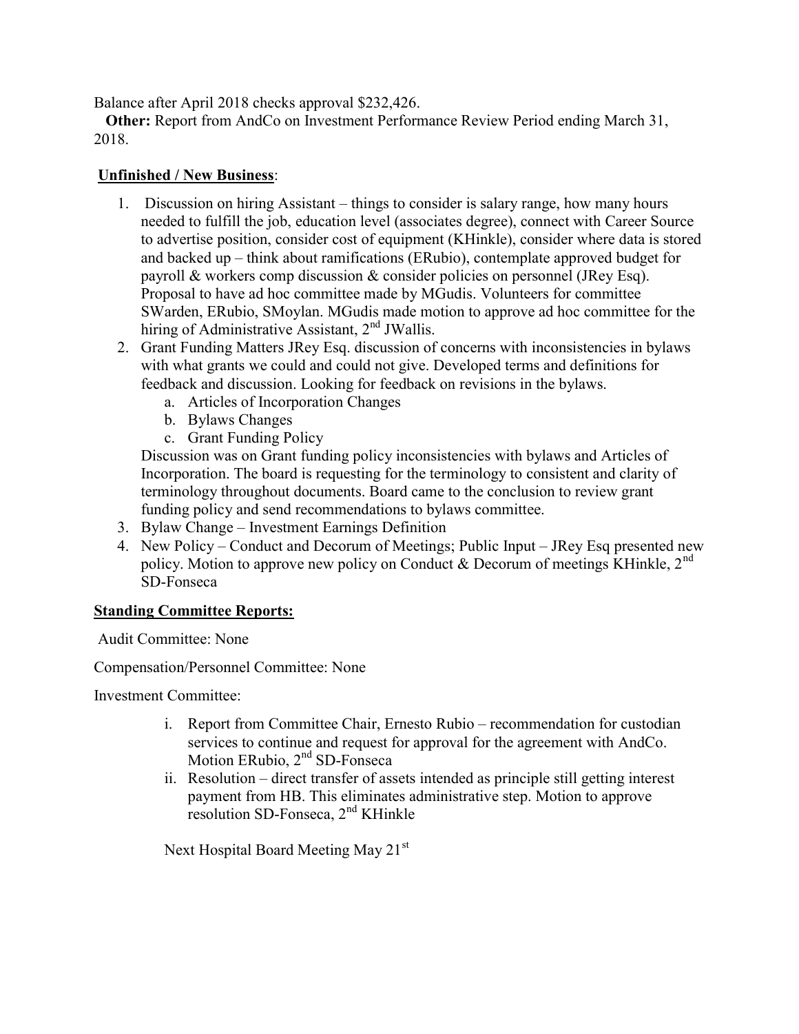Balance after April 2018 checks approval $232,426.

**Other:** Report from AndCo on Investment Performance Review Period ending March 31, 2018.

**Unfinished / New Business**:

1. Discussion on hiring Assistant – things to consider is salary range, how many hours needed to fulfill the job, education level (associates degree), connect with Career Source to advertise position, consider cost of equipment (KHinkle), consider where data is stored and backed up – think about ramifications (ERubio), contemplate approved budget for payroll & workers comp discussion & consider policies on personnel (JRey Esq). Proposal to have ad hoc committee made by MGudis. Volunteers for committee SWarden, ERubio, SMoylan. MGudis made motion to approve ad hoc committee for the hiring of Administrative Assistant, 2nd JWallis.
2. Grant Funding Matters JRey Esq. discussion of concerns with inconsistencies in bylaws with what grants we could and could not give. Developed terms and definitions for feedback and discussion. Looking for feedback on revisions in the bylaws.
   a. Articles of Incorporation Changes
   b. Bylaws Changes
   c. Grant Funding Policy

   Discussion was on Grant funding policy inconsistencies with bylaws and Articles of Incorporation. The board is requesting for the terminology to consistent and clarity of terminology throughout documents. Board came to the conclusion to review grant funding policy and send recommendations to bylaws committee.
3. Bylaw Change – Investment Earnings Definition
4. New Policy – Conduct and Decorum of Meetings; Public Input – JRey Esq presented new policy. Motion to approve new policy on Conduct & Decorum of meetings KHinkle, 2nd SD-Fonseca

**Standing Committee Reports:**

Audit Committee: None

Compensation/Personnel Committee: None

Investment Committee:

i. Report from Committee Chair, Ernesto Rubio – recommendation for custodian services to continue and request for approval for the agreement with AndCo. Motion ERubio, 2nd SD-Fonseca
ii. Resolution – direct transfer of assets intended as principle still getting interest payment from HB. This eliminates administrative step. Motion to approve resolution SD-Fonseca, 2nd KHinkle

Next Hospital Board Meeting May 21st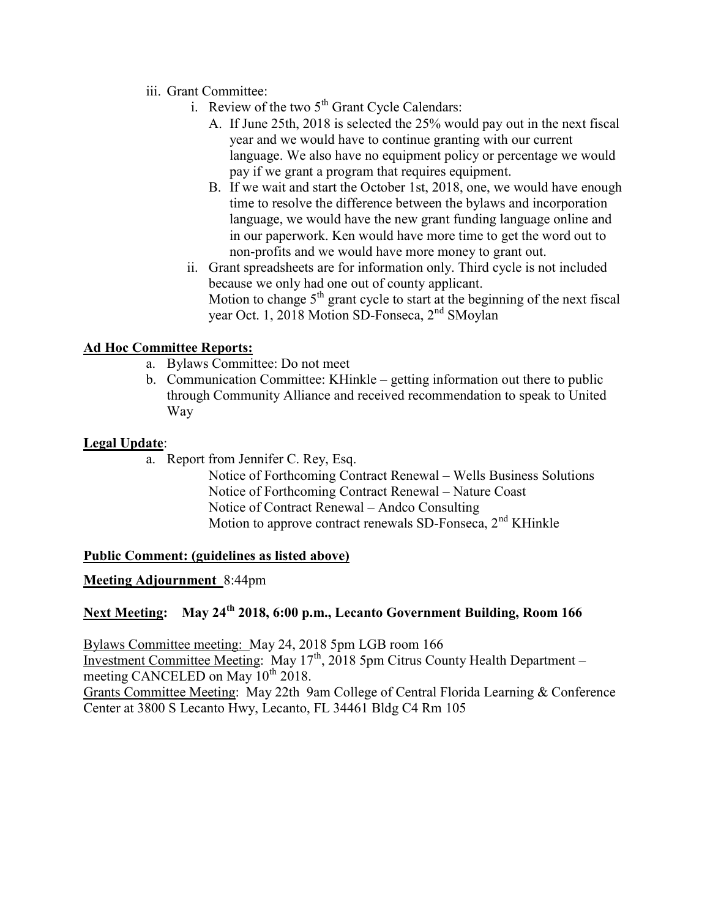iii. Grant Committee:

   i. Review of the two 5th Grant Cycle Calendars:

      A. If June 25th, 2018 is selected the 25% would pay out in the next fiscal year and we would have to continue granting with our current language. We also have no equipment policy or percentage we would pay if we grant a program that requires equipment.

      B. If we wait and start the October 1st, 2018, one, we would have enough time to resolve the difference between the bylaws and incorporation language, we would have the new grant funding language online and in our paperwork. Ken would have more time to get the word out to non-profits and we would have more money to grant out.

   ii. Grant spreadsheets are for information only. Third cycle is not included because we only had one out of county applicant.
   Motion to change 5th grant cycle to start at the beginning of the next fiscal year Oct. 1, 2018 Motion SD-Fonseca, 2nd SMoylan

**Ad Hoc Committee Reports:**

a. Bylaws Committee: Do not meet
b. Communication Committee: KHinkle – getting information out there to public through Community Alliance and received recommendation to speak to United Way

**Legal Update**:

a. Report from Jennifer C. Rey, Esq.

   Notice of Forthcoming Contract Renewal – Wells Business Solutions
   Notice of Forthcoming Contract Renewal – Nature Coast
   Notice of Contract Renewal – Andco Consulting
   Motion to approve contract renewals SD-Fonseca, 2nd KHinkle

**Public Comment: (guidelines as listed above)**

**Meeting Adjournment** 8:44pm

**Next Meeting: May 24th 2018, 6:00 p.m., Lecanto Government Building, Room 166**

Bylaws Committee meeting: May 24, 2018 5pm LGB room 166
Investment Committee Meeting: May 17th, 2018 5pm Citrus County Health Department – meeting CANCELED on May 10th 2018.
Grants Committee Meeting: May 22th 9am College of Central Florida Learning & Conference Center at 3800 S Lecanto Hwy, Lecanto, FL 34461 Bldg C4 Rm 105